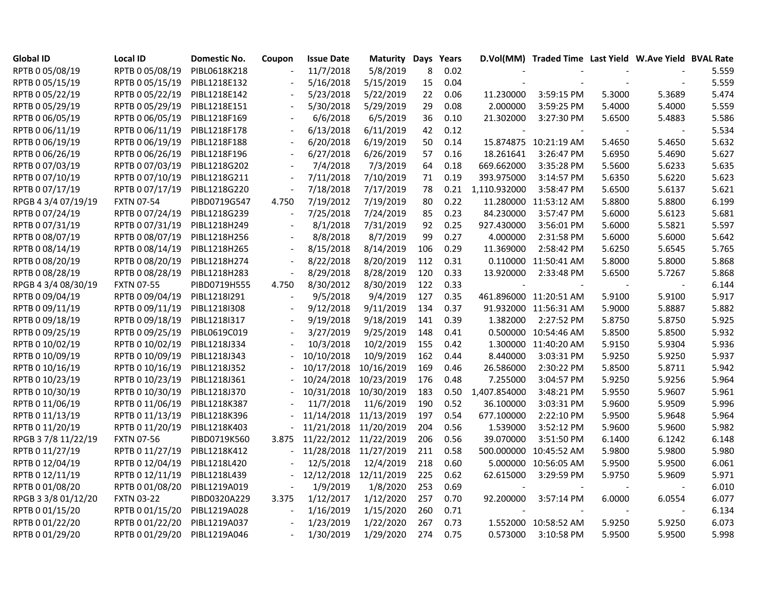| Global ID | Local ID | Domestic No. | Coupon | Issue Date | Maturity | Days | Years | D.Vol(MM) | Traded Time | Last Yield | W.Ave Yield | BVAL Rate |
|---|---|---|---|---|---|---|---|---|---|---|---|---|
| RPTB 0 05/08/19 | RPTB 0 05/08/19 | PIBL0618K218 | - | 11/7/2018 | 5/8/2019 | 8 | 0.02 | - | - | - | - | 5.559 |
| RPTB 0 05/15/19 | RPTB 0 05/15/19 | PIBL1218E132 | - | 5/16/2018 | 5/15/2019 | 15 | 0.04 | - | - | - | - | 5.559 |
| RPTB 0 05/22/19 | RPTB 0 05/22/19 | PIBL1218E142 | - | 5/23/2018 | 5/22/2019 | 22 | 0.06 | 11.230000 | 3:59:15 PM | 5.3000 | 5.3689 | 5.474 |
| RPTB 0 05/29/19 | RPTB 0 05/29/19 | PIBL1218E151 | - | 5/30/2018 | 5/29/2019 | 29 | 0.08 | 2.000000 | 3:59:25 PM | 5.4000 | 5.4000 | 5.559 |
| RPTB 0 06/05/19 | RPTB 0 06/05/19 | PIBL1218F169 | - | 6/6/2018 | 6/5/2019 | 36 | 0.10 | 21.302000 | 3:27:30 PM | 5.6500 | 5.4883 | 5.586 |
| RPTB 0 06/11/19 | RPTB 0 06/11/19 | PIBL1218F178 | - | 6/13/2018 | 6/11/2019 | 42 | 0.12 | - | - | - | - | 5.534 |
| RPTB 0 06/19/19 | RPTB 0 06/19/19 | PIBL1218F188 | - | 6/20/2018 | 6/19/2019 | 50 | 0.14 | 15.874875 | 10:21:19 AM | 5.4650 | 5.4650 | 5.632 |
| RPTB 0 06/26/19 | RPTB 0 06/26/19 | PIBL1218F196 | - | 6/27/2018 | 6/26/2019 | 57 | 0.16 | 18.261641 | 3:26:47 PM | 5.6950 | 5.4690 | 5.627 |
| RPTB 0 07/03/19 | RPTB 0 07/03/19 | PIBL1218G202 | - | 7/4/2018 | 7/3/2019 | 64 | 0.18 | 669.662000 | 3:35:28 PM | 5.5600 | 5.6233 | 5.635 |
| RPTB 0 07/10/19 | RPTB 0 07/10/19 | PIBL1218G211 | - | 7/11/2018 | 7/10/2019 | 71 | 0.19 | 393.975000 | 3:14:57 PM | 5.6350 | 5.6220 | 5.623 |
| RPTB 0 07/17/19 | RPTB 0 07/17/19 | PIBL1218G220 | - | 7/18/2018 | 7/17/2019 | 78 | 0.21 | 1,110.932000 | 3:58:47 PM | 5.6500 | 5.6137 | 5.621 |
| RPGB 4 3/4 07/19/19 | FXTN 07-54 | PIBD0719G547 | 4.750 | 7/19/2012 | 7/19/2019 | 80 | 0.22 | 11.280000 | 11:53:12 AM | 5.8800 | 5.8800 | 6.199 |
| RPTB 0 07/24/19 | RPTB 0 07/24/19 | PIBL1218G239 | - | 7/25/2018 | 7/24/2019 | 85 | 0.23 | 84.230000 | 3:57:47 PM | 5.6000 | 5.6123 | 5.681 |
| RPTB 0 07/31/19 | RPTB 0 07/31/19 | PIBL1218H249 | - | 8/1/2018 | 7/31/2019 | 92 | 0.25 | 927.430000 | 3:56:01 PM | 5.6000 | 5.5821 | 5.597 |
| RPTB 0 08/07/19 | RPTB 0 08/07/19 | PIBL1218H256 | - | 8/8/2018 | 8/7/2019 | 99 | 0.27 | 4.000000 | 2:31:58 PM | 5.6000 | 5.6000 | 5.642 |
| RPTB 0 08/14/19 | RPTB 0 08/14/19 | PIBL1218H265 | - | 8/15/2018 | 8/14/2019 | 106 | 0.29 | 11.369000 | 2:58:42 PM | 5.6250 | 5.6545 | 5.765 |
| RPTB 0 08/20/19 | RPTB 0 08/20/19 | PIBL1218H274 | - | 8/22/2018 | 8/20/2019 | 112 | 0.31 | 0.110000 | 11:50:41 AM | 5.8000 | 5.8000 | 5.868 |
| RPTB 0 08/28/19 | RPTB 0 08/28/19 | PIBL1218H283 | - | 8/29/2018 | 8/28/2019 | 120 | 0.33 | 13.920000 | 2:33:48 PM | 5.6500 | 5.7267 | 5.868 |
| RPGB 4 3/4 08/30/19 | FXTN 07-55 | PIBD0719H555 | 4.750 | 8/30/2012 | 8/30/2019 | 122 | 0.33 | - | - | - | - | 6.144 |
| RPTB 0 09/04/19 | RPTB 0 09/04/19 | PIBL1218I291 | - | 9/5/2018 | 9/4/2019 | 127 | 0.35 | 461.896000 | 11:20:51 AM | 5.9100 | 5.9100 | 5.917 |
| RPTB 0 09/11/19 | RPTB 0 09/11/19 | PIBL1218I308 | - | 9/12/2018 | 9/11/2019 | 134 | 0.37 | 91.932000 | 11:56:31 AM | 5.9000 | 5.8887 | 5.882 |
| RPTB 0 09/18/19 | RPTB 0 09/18/19 | PIBL1218I317 | - | 9/19/2018 | 9/18/2019 | 141 | 0.39 | 1.382000 | 2:27:52 PM | 5.8750 | 5.8750 | 5.925 |
| RPTB 0 09/25/19 | RPTB 0 09/25/19 | PIBL0619C019 | - | 3/27/2019 | 9/25/2019 | 148 | 0.41 | 0.500000 | 10:54:46 AM | 5.8500 | 5.8500 | 5.932 |
| RPTB 0 10/02/19 | RPTB 0 10/02/19 | PIBL1218J334 | - | 10/3/2018 | 10/2/2019 | 155 | 0.42 | 1.300000 | 11:40:20 AM | 5.9150 | 5.9304 | 5.936 |
| RPTB 0 10/09/19 | RPTB 0 10/09/19 | PIBL1218J343 | - | 10/10/2018 | 10/9/2019 | 162 | 0.44 | 8.440000 | 3:03:31 PM | 5.9250 | 5.9250 | 5.937 |
| RPTB 0 10/16/19 | RPTB 0 10/16/19 | PIBL1218J352 | - | 10/17/2018 | 10/16/2019 | 169 | 0.46 | 26.586000 | 2:30:22 PM | 5.8500 | 5.8711 | 5.942 |
| RPTB 0 10/23/19 | RPTB 0 10/23/19 | PIBL1218J361 | - | 10/24/2018 | 10/23/2019 | 176 | 0.48 | 7.255000 | 3:04:57 PM | 5.9250 | 5.9256 | 5.964 |
| RPTB 0 10/30/19 | RPTB 0 10/30/19 | PIBL1218J370 | - | 10/31/2018 | 10/30/2019 | 183 | 0.50 | 1,407.854000 | 3:48:21 PM | 5.9550 | 5.9607 | 5.961 |
| RPTB 0 11/06/19 | RPTB 0 11/06/19 | PIBL1218K387 | - | 11/7/2018 | 11/6/2019 | 190 | 0.52 | 36.100000 | 3:03:31 PM | 5.9600 | 5.9509 | 5.996 |
| RPTB 0 11/13/19 | RPTB 0 11/13/19 | PIBL1218K396 | - | 11/14/2018 | 11/13/2019 | 197 | 0.54 | 677.100000 | 2:22:10 PM | 5.9500 | 5.9648 | 5.964 |
| RPTB 0 11/20/19 | RPTB 0 11/20/19 | PIBL1218K403 | - | 11/21/2018 | 11/20/2019 | 204 | 0.56 | 1.539000 | 3:52:12 PM | 5.9600 | 5.9600 | 5.982 |
| RPGB 3 7/8 11/22/19 | FXTN 07-56 | PIBD0719K560 | 3.875 | 11/22/2012 | 11/22/2019 | 206 | 0.56 | 39.070000 | 3:51:50 PM | 6.1400 | 6.1242 | 6.148 |
| RPTB 0 11/27/19 | RPTB 0 11/27/19 | PIBL1218K412 | - | 11/28/2018 | 11/27/2019 | 211 | 0.58 | 500.000000 | 10:45:52 AM | 5.9800 | 5.9800 | 5.980 |
| RPTB 0 12/04/19 | RPTB 0 12/04/19 | PIBL1218L420 | - | 12/5/2018 | 12/4/2019 | 218 | 0.60 | 5.000000 | 10:56:05 AM | 5.9500 | 5.9500 | 6.061 |
| RPTB 0 12/11/19 | RPTB 0 12/11/19 | PIBL1218L439 | - | 12/12/2018 | 12/11/2019 | 225 | 0.62 | 62.615000 | 3:29:59 PM | 5.9750 | 5.9609 | 5.971 |
| RPTB 0 01/08/20 | RPTB 0 01/08/20 | PIBL1219A019 | - | 1/9/2019 | 1/8/2020 | 253 | 0.69 | - | - | - | - | 6.010 |
| RPGB 3 3/8 01/12/20 | FXTN 03-22 | PIBD0320A229 | 3.375 | 1/12/2017 | 1/12/2020 | 257 | 0.70 | 92.200000 | 3:57:14 PM | 6.0000 | 6.0554 | 6.077 |
| RPTB 0 01/15/20 | RPTB 0 01/15/20 | PIBL1219A028 | - | 1/16/2019 | 1/15/2020 | 260 | 0.71 | - | - | - | - | 6.134 |
| RPTB 0 01/22/20 | RPTB 0 01/22/20 | PIBL1219A037 | - | 1/23/2019 | 1/22/2020 | 267 | 0.73 | 1.552000 | 10:58:52 AM | 5.9250 | 5.9250 | 6.073 |
| RPTB 0 01/29/20 | RPTB 0 01/29/20 | PIBL1219A046 | - | 1/30/2019 | 1/29/2020 | 274 | 0.75 | 0.573000 | 3:10:58 PM | 5.9500 | 5.9500 | 5.998 |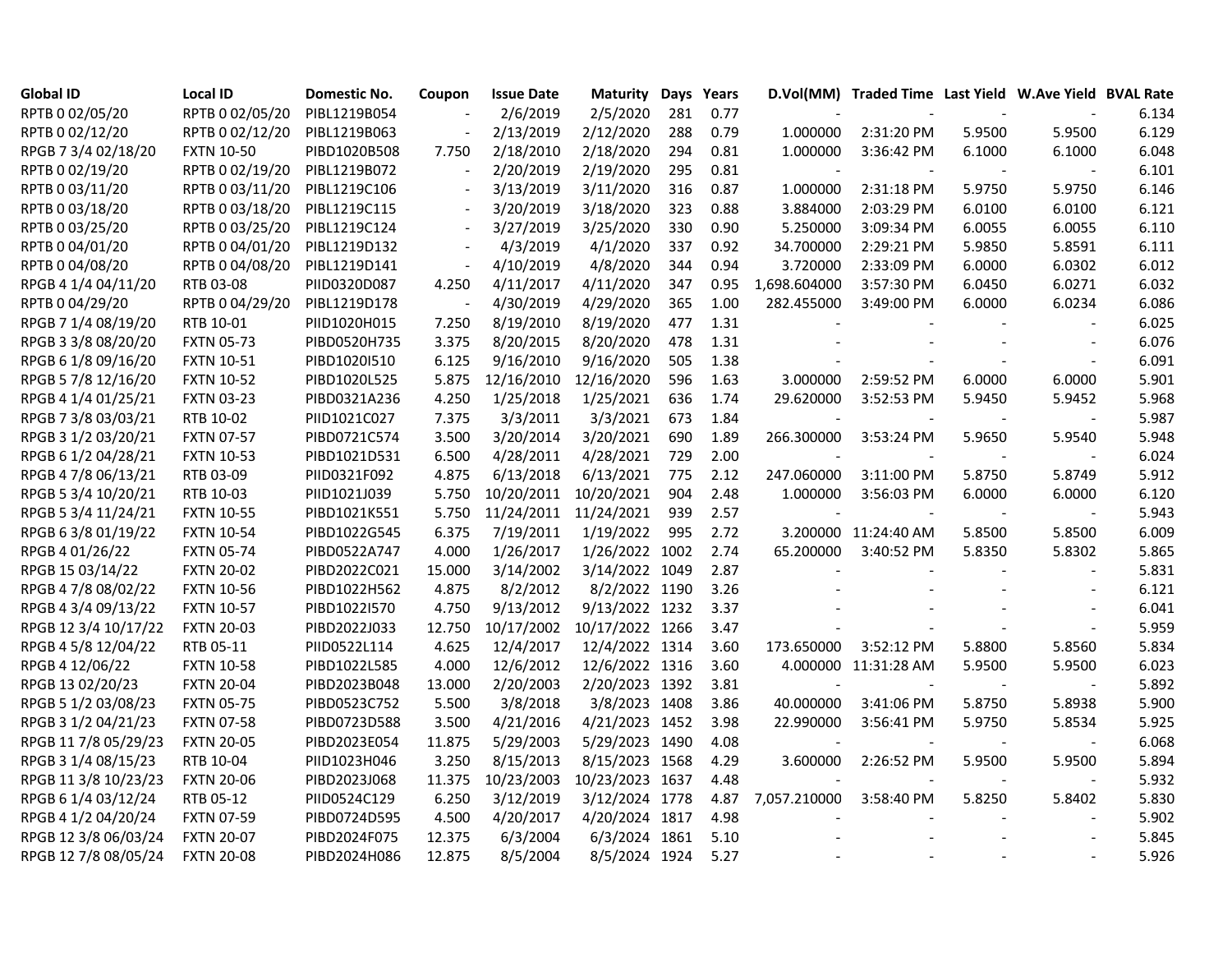| Global ID | Local ID | Domestic No. | Coupon | Issue Date | Maturity | Days | Years | D.Vol(MM) | Traded Time | Last Yield | W.Ave Yield | BVAL Rate |
|---|---|---|---|---|---|---|---|---|---|---|---|---|
| RPTB 0 02/05/20 | RPTB 0 02/05/20 | PIBL1219B054 | - | 2/6/2019 | 2/5/2020 | 281 | 0.77 | - | - | - | - | 6.134 |
| RPTB 0 02/12/20 | RPTB 0 02/12/20 | PIBL1219B063 | - | 2/13/2019 | 2/12/2020 | 288 | 0.79 | 1.000000 | 2:31:20 PM | 5.9500 | 5.9500 | 6.129 |
| RPGB 7 3/4 02/18/20 | FXTN 10-50 | PIBD1020B508 | 7.750 | 2/18/2010 | 2/18/2020 | 294 | 0.81 | 1.000000 | 3:36:42 PM | 6.1000 | 6.1000 | 6.048 |
| RPTB 0 02/19/20 | RPTB 0 02/19/20 | PIBL1219B072 | - | 2/20/2019 | 2/19/2020 | 295 | 0.81 | - | - | - | - | 6.101 |
| RPTB 0 03/11/20 | RPTB 0 03/11/20 | PIBL1219C106 | - | 3/13/2019 | 3/11/2020 | 316 | 0.87 | 1.000000 | 2:31:18 PM | 5.9750 | 5.9750 | 6.146 |
| RPTB 0 03/18/20 | RPTB 0 03/18/20 | PIBL1219C115 | - | 3/20/2019 | 3/18/2020 | 323 | 0.88 | 3.884000 | 2:03:29 PM | 6.0100 | 6.0100 | 6.121 |
| RPTB 0 03/25/20 | RPTB 0 03/25/20 | PIBL1219C124 | - | 3/27/2019 | 3/25/2020 | 330 | 0.90 | 5.250000 | 3:09:34 PM | 6.0055 | 6.0055 | 6.110 |
| RPTB 0 04/01/20 | RPTB 0 04/01/20 | PIBL1219D132 | - | 4/3/2019 | 4/1/2020 | 337 | 0.92 | 34.700000 | 2:29:21 PM | 5.9850 | 5.8591 | 6.111 |
| RPTB 0 04/08/20 | RPTB 0 04/08/20 | PIBL1219D141 | - | 4/10/2019 | 4/8/2020 | 344 | 0.94 | 3.720000 | 2:33:09 PM | 6.0000 | 6.0302 | 6.012 |
| RPGB 4 1/4 04/11/20 | RTB 03-08 | PIID0320D087 | 4.250 | 4/11/2017 | 4/11/2020 | 347 | 0.95 | 1,698.604000 | 3:57:30 PM | 6.0450 | 6.0271 | 6.032 |
| RPTB 0 04/29/20 | RPTB 0 04/29/20 | PIBL1219D178 | - | 4/30/2019 | 4/29/2020 | 365 | 1.00 | 282.455000 | 3:49:00 PM | 6.0000 | 6.0234 | 6.086 |
| RPGB 7 1/4 08/19/20 | RTB 10-01 | PIID1020H015 | 7.250 | 8/19/2010 | 8/19/2020 | 477 | 1.31 | - | - | - | - | 6.025 |
| RPGB 3 3/8 08/20/20 | FXTN 05-73 | PIBD0520H735 | 3.375 | 8/20/2015 | 8/20/2020 | 478 | 1.31 | - | - | - | - | 6.076 |
| RPGB 6 1/8 09/16/20 | FXTN 10-51 | PIBD1020I510 | 6.125 | 9/16/2010 | 9/16/2020 | 505 | 1.38 | - | - | - | - | 6.091 |
| RPGB 5 7/8 12/16/20 | FXTN 10-52 | PIBD1020L525 | 5.875 | 12/16/2010 | 12/16/2020 | 596 | 1.63 | 3.000000 | 2:59:52 PM | 6.0000 | 6.0000 | 5.901 |
| RPGB 4 1/4 01/25/21 | FXTN 03-23 | PIBD0321A236 | 4.250 | 1/25/2018 | 1/25/2021 | 636 | 1.74 | 29.620000 | 3:52:53 PM | 5.9450 | 5.9452 | 5.968 |
| RPGB 7 3/8 03/03/21 | RTB 10-02 | PIID1021C027 | 7.375 | 3/3/2011 | 3/3/2021 | 673 | 1.84 | - | - | - | - | 5.987 |
| RPGB 3 1/2 03/20/21 | FXTN 07-57 | PIBD0721C574 | 3.500 | 3/20/2014 | 3/20/2021 | 690 | 1.89 | 266.300000 | 3:53:24 PM | 5.9650 | 5.9540 | 5.948 |
| RPGB 6 1/2 04/28/21 | FXTN 10-53 | PIBD1021D531 | 6.500 | 4/28/2011 | 4/28/2021 | 729 | 2.00 | - | - | - | - | 6.024 |
| RPGB 4 7/8 06/13/21 | RTB 03-09 | PIID0321F092 | 4.875 | 6/13/2018 | 6/13/2021 | 775 | 2.12 | 247.060000 | 3:11:00 PM | 5.8750 | 5.8749 | 5.912 |
| RPGB 5 3/4 10/20/21 | RTB 10-03 | PIID1021J039 | 5.750 | 10/20/2011 | 10/20/2021 | 904 | 2.48 | 1.000000 | 3:56:03 PM | 6.0000 | 6.0000 | 6.120 |
| RPGB 5 3/4 11/24/21 | FXTN 10-55 | PIBD1021K551 | 5.750 | 11/24/2011 | 11/24/2021 | 939 | 2.57 | - | - | - | - | 5.943 |
| RPGB 6 3/8 01/19/22 | FXTN 10-54 | PIBD1022G545 | 6.375 | 7/19/2011 | 1/19/2022 | 995 | 2.72 | 3.200000 | 11:24:40 AM | 5.8500 | 5.8500 | 6.009 |
| RPGB 4 01/26/22 | FXTN 05-74 | PIBD0522A747 | 4.000 | 1/26/2017 | 1/26/2022 | 1002 | 2.74 | 65.200000 | 3:40:52 PM | 5.8350 | 5.8302 | 5.865 |
| RPGB 15 03/14/22 | FXTN 20-02 | PIBD2022C021 | 15.000 | 3/14/2002 | 3/14/2022 | 1049 | 2.87 | - | - | - | - | 5.831 |
| RPGB 4 7/8 08/02/22 | FXTN 10-56 | PIBD1022H562 | 4.875 | 8/2/2012 | 8/2/2022 | 1190 | 3.26 | - | - | - | - | 6.121 |
| RPGB 4 3/4 09/13/22 | FXTN 10-57 | PIBD1022I570 | 4.750 | 9/13/2012 | 9/13/2022 | 1232 | 3.37 | - | - | - | - | 6.041 |
| RPGB 12 3/4 10/17/22 | FXTN 20-03 | PIBD2022J033 | 12.750 | 10/17/2002 | 10/17/2022 | 1266 | 3.47 | - | - | - | - | 5.959 |
| RPGB 4 5/8 12/04/22 | RTB 05-11 | PIID0522L114 | 4.625 | 12/4/2017 | 12/4/2022 | 1314 | 3.60 | 173.650000 | 3:52:12 PM | 5.8800 | 5.8560 | 5.834 |
| RPGB 4 12/06/22 | FXTN 10-58 | PIBD1022L585 | 4.000 | 12/6/2012 | 12/6/2022 | 1316 | 3.60 | 4.000000 | 11:31:28 AM | 5.9500 | 5.9500 | 6.023 |
| RPGB 13 02/20/23 | FXTN 20-04 | PIBD2023B048 | 13.000 | 2/20/2003 | 2/20/2023 | 1392 | 3.81 | - | - | - | - | 5.892 |
| RPGB 5 1/2 03/08/23 | FXTN 05-75 | PIBD0523C752 | 5.500 | 3/8/2018 | 3/8/2023 | 1408 | 3.86 | 40.000000 | 3:41:06 PM | 5.8750 | 5.8938 | 5.900 |
| RPGB 3 1/2 04/21/23 | FXTN 07-58 | PIBD0723D588 | 3.500 | 4/21/2016 | 4/21/2023 | 1452 | 3.98 | 22.990000 | 3:56:41 PM | 5.9750 | 5.8534 | 5.925 |
| RPGB 11 7/8 05/29/23 | FXTN 20-05 | PIBD2023E054 | 11.875 | 5/29/2003 | 5/29/2023 | 1490 | 4.08 | - | - | - | - | 6.068 |
| RPGB 3 1/4 08/15/23 | RTB 10-04 | PIID1023H046 | 3.250 | 8/15/2013 | 8/15/2023 | 1568 | 4.29 | 3.600000 | 2:26:52 PM | 5.9500 | 5.9500 | 5.894 |
| RPGB 11 3/8 10/23/23 | FXTN 20-06 | PIBD2023J068 | 11.375 | 10/23/2003 | 10/23/2023 | 1637 | 4.48 | - | - | - | - | 5.932 |
| RPGB 6 1/4 03/12/24 | RTB 05-12 | PIID0524C129 | 6.250 | 3/12/2019 | 3/12/2024 | 1778 | 4.87 | 7,057.210000 | 3:58:40 PM | 5.8250 | 5.8402 | 5.830 |
| RPGB 4 1/2 04/20/24 | FXTN 07-59 | PIBD0724D595 | 4.500 | 4/20/2017 | 4/20/2024 | 1817 | 4.98 | - | - | - | - | 5.902 |
| RPGB 12 3/8 06/03/24 | FXTN 20-07 | PIBD2024F075 | 12.375 | 6/3/2004 | 6/3/2024 | 1861 | 5.10 | - | - | - | - | 5.845 |
| RPGB 12 7/8 08/05/24 | FXTN 20-08 | PIBD2024H086 | 12.875 | 8/5/2004 | 8/5/2024 | 1924 | 5.27 | - | - | - | - | 5.926 |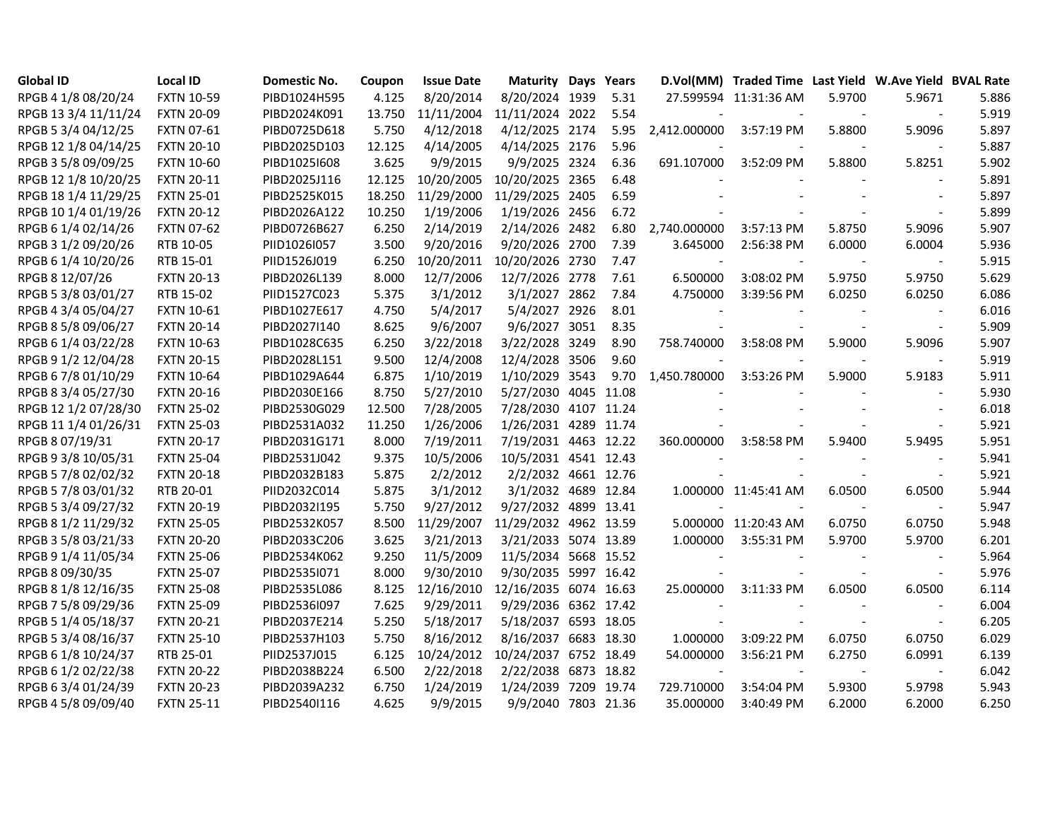| Global ID | Local ID | Domestic No. | Coupon | Issue Date | Maturity | Days | Years | D.Vol(MM) | Traded Time | Last Yield | W.Ave Yield | BVAL Rate |
|---|---|---|---|---|---|---|---|---|---|---|---|---|
| RPGB 4 1/8 08/20/24 | FXTN 10-59 | PIBD1024H595 | 4.125 | 8/20/2014 | 8/20/2024 | 1939 | 5.31 | 27.599594 | 11:31:36 AM | 5.9700 | 5.9671 | 5.886 |
| RPGB 13 3/4 11/11/24 | FXTN 20-09 | PIBD2024K091 | 13.750 | 11/11/2004 | 11/11/2024 | 2022 | 5.54 | - | - | - | - | 5.919 |
| RPGB 5 3/4 04/12/25 | FXTN 07-61 | PIBD0725D618 | 5.750 | 4/12/2018 | 4/12/2025 | 2174 | 5.95 | 2,412.000000 | 3:57:19 PM | 5.8800 | 5.9096 | 5.897 |
| RPGB 12 1/8 04/14/25 | FXTN 20-10 | PIBD2025D103 | 12.125 | 4/14/2005 | 4/14/2025 | 2176 | 5.96 | - | - | - | - | 5.887 |
| RPGB 3 5/8 09/09/25 | FXTN 10-60 | PIBD1025I608 | 3.625 | 9/9/2015 | 9/9/2025 | 2324 | 6.36 | 691.107000 | 3:52:09 PM | 5.8800 | 5.8251 | 5.902 |
| RPGB 12 1/8 10/20/25 | FXTN 20-11 | PIBD2025J116 | 12.125 | 10/20/2005 | 10/20/2025 | 2365 | 6.48 | - | - | - | - | 5.891 |
| RPGB 18 1/4 11/29/25 | FXTN 25-01 | PIBD2525K015 | 18.250 | 11/29/2000 | 11/29/2025 | 2405 | 6.59 | - | - | - | - | 5.897 |
| RPGB 10 1/4 01/19/26 | FXTN 20-12 | PIBD2026A122 | 10.250 | 1/19/2006 | 1/19/2026 | 2456 | 6.72 | - | - | - | - | 5.899 |
| RPGB 6 1/4 02/14/26 | FXTN 07-62 | PIBD0726B627 | 6.250 | 2/14/2019 | 2/14/2026 | 2482 | 6.80 | 2,740.000000 | 3:57:13 PM | 5.8750 | 5.9096 | 5.907 |
| RPGB 3 1/2 09/20/26 | RTB 10-05 | PIID1026I057 | 3.500 | 9/20/2016 | 9/20/2026 | 2700 | 7.39 | 3.645000 | 2:56:38 PM | 6.0000 | 6.0004 | 5.936 |
| RPGB 6 1/4 10/20/26 | RTB 15-01 | PIID1526J019 | 6.250 | 10/20/2011 | 10/20/2026 | 2730 | 7.47 | - | - | - | - | 5.915 |
| RPGB 8 12/07/26 | FXTN 20-13 | PIBD2026L139 | 8.000 | 12/7/2006 | 12/7/2026 | 2778 | 7.61 | 6.500000 | 3:08:02 PM | 5.9750 | 5.9750 | 5.629 |
| RPGB 5 3/8 03/01/27 | RTB 15-02 | PIID1527C023 | 5.375 | 3/1/2012 | 3/1/2027 | 2862 | 7.84 | 4.750000 | 3:39:56 PM | 6.0250 | 6.0250 | 6.086 |
| RPGB 4 3/4 05/04/27 | FXTN 10-61 | PIBD1027E617 | 4.750 | 5/4/2017 | 5/4/2027 | 2926 | 8.01 | - | - | - | - | 6.016 |
| RPGB 8 5/8 09/06/27 | FXTN 20-14 | PIBD2027I140 | 8.625 | 9/6/2007 | 9/6/2027 | 3051 | 8.35 | - | - | - | - | 5.909 |
| RPGB 6 1/4 03/22/28 | FXTN 10-63 | PIBD1028C635 | 6.250 | 3/22/2018 | 3/22/2028 | 3249 | 8.90 | 758.740000 | 3:58:08 PM | 5.9000 | 5.9096 | 5.907 |
| RPGB 9 1/2 12/04/28 | FXTN 20-15 | PIBD2028L151 | 9.500 | 12/4/2008 | 12/4/2028 | 3506 | 9.60 | - | - | - | - | 5.919 |
| RPGB 6 7/8 01/10/29 | FXTN 10-64 | PIBD1029A644 | 6.875 | 1/10/2019 | 1/10/2029 | 3543 | 9.70 | 1,450.780000 | 3:53:26 PM | 5.9000 | 5.9183 | 5.911 |
| RPGB 8 3/4 05/27/30 | FXTN 20-16 | PIBD2030E166 | 8.750 | 5/27/2010 | 5/27/2030 | 4045 | 11.08 | - | - | - | - | 5.930 |
| RPGB 12 1/2 07/28/30 | FXTN 25-02 | PIBD2530G029 | 12.500 | 7/28/2005 | 7/28/2030 | 4107 | 11.24 | - | - | - | - | 6.018 |
| RPGB 11 1/4 01/26/31 | FXTN 25-03 | PIBD2531A032 | 11.250 | 1/26/2006 | 1/26/2031 | 4289 | 11.74 | - | - | - | - | 5.921 |
| RPGB 8 07/19/31 | FXTN 20-17 | PIBD2031G171 | 8.000 | 7/19/2011 | 7/19/2031 | 4463 | 12.22 | 360.000000 | 3:58:58 PM | 5.9400 | 5.9495 | 5.951 |
| RPGB 9 3/8 10/05/31 | FXTN 25-04 | PIBD2531J042 | 9.375 | 10/5/2006 | 10/5/2031 | 4541 | 12.43 | - | - | - | - | 5.941 |
| RPGB 5 7/8 02/02/32 | FXTN 20-18 | PIBD2032B183 | 5.875 | 2/2/2012 | 2/2/2032 | 4661 | 12.76 | - | - | - | - | 5.921 |
| RPGB 5 7/8 03/01/32 | RTB 20-01 | PIID2032C014 | 5.875 | 3/1/2012 | 3/1/2032 | 4689 | 12.84 | 1.000000 | 11:45:41 AM | 6.0500 | 6.0500 | 5.944 |
| RPGB 5 3/4 09/27/32 | FXTN 20-19 | PIBD2032I195 | 5.750 | 9/27/2012 | 9/27/2032 | 4899 | 13.41 | - | - | - | - | 5.947 |
| RPGB 8 1/2 11/29/32 | FXTN 25-05 | PIBD2532K057 | 8.500 | 11/29/2007 | 11/29/2032 | 4962 | 13.59 | 5.000000 | 11:20:43 AM | 6.0750 | 6.0750 | 5.948 |
| RPGB 3 5/8 03/21/33 | FXTN 20-20 | PIBD2033C206 | 3.625 | 3/21/2013 | 3/21/2033 | 5074 | 13.89 | 1.000000 | 3:55:31 PM | 5.9700 | 5.9700 | 6.201 |
| RPGB 9 1/4 11/05/34 | FXTN 25-06 | PIBD2534K062 | 9.250 | 11/5/2009 | 11/5/2034 | 5668 | 15.52 | - | - | - | - | 5.964 |
| RPGB 8 09/30/35 | FXTN 25-07 | PIBD2535I071 | 8.000 | 9/30/2010 | 9/30/2035 | 5997 | 16.42 | - | - | - | - | 5.976 |
| RPGB 8 1/8 12/16/35 | FXTN 25-08 | PIBD2535L086 | 8.125 | 12/16/2010 | 12/16/2035 | 6074 | 16.63 | 25.000000 | 3:11:33 PM | 6.0500 | 6.0500 | 6.114 |
| RPGB 7 5/8 09/29/36 | FXTN 25-09 | PIBD2536I097 | 7.625 | 9/29/2011 | 9/29/2036 | 6362 | 17.42 | - | - | - | - | 6.004 |
| RPGB 5 1/4 05/18/37 | FXTN 20-21 | PIBD2037E214 | 5.250 | 5/18/2017 | 5/18/2037 | 6593 | 18.05 | - | - | - | - | 6.205 |
| RPGB 5 3/4 08/16/37 | FXTN 25-10 | PIBD2537H103 | 5.750 | 8/16/2012 | 8/16/2037 | 6683 | 18.30 | 1.000000 | 3:09:22 PM | 6.0750 | 6.0750 | 6.029 |
| RPGB 6 1/8 10/24/37 | RTB 25-01 | PIID2537J015 | 6.125 | 10/24/2012 | 10/24/2037 | 6752 | 18.49 | 54.000000 | 3:56:21 PM | 6.2750 | 6.0991 | 6.139 |
| RPGB 6 1/2 02/22/38 | FXTN 20-22 | PIBD2038B224 | 6.500 | 2/22/2018 | 2/22/2038 | 6873 | 18.82 | - | - | - | - | 6.042 |
| RPGB 6 3/4 01/24/39 | FXTN 20-23 | PIBD2039A232 | 6.750 | 1/24/2019 | 1/24/2039 | 7209 | 19.74 | 729.710000 | 3:54:04 PM | 5.9300 | 5.9798 | 5.943 |
| RPGB 4 5/8 09/09/40 | FXTN 25-11 | PIBD2540I116 | 4.625 | 9/9/2015 | 9/9/2040 | 7803 | 21.36 | 35.000000 | 3:40:49 PM | 6.2000 | 6.2000 | 6.250 |